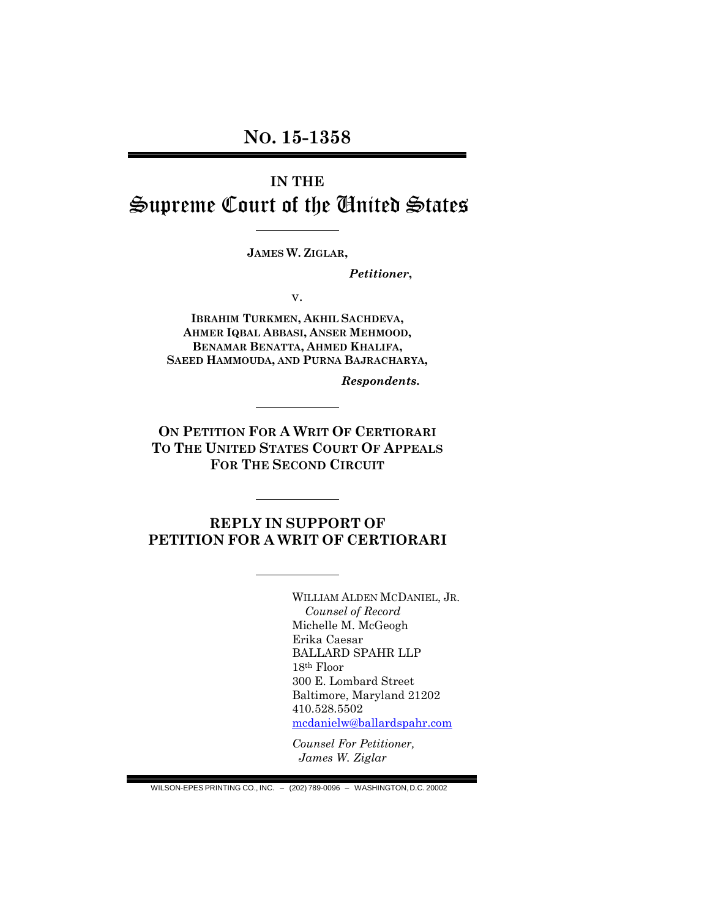# NO. 15-1358

## IN THE Supreme Court of the United States

**JAMES W. ZIGLAR,**

*Petitioner*,

v.

**IBRAHIM TURKMEN, AKHIL SACHDEVA, AHMER IQBAL ABBASI, ANSER MEHMOOD, BENAMAR BENATTA, AHMED KHALIFA, SAEED HAMMOUDA, AND PURNA BAJRACHARYA,**

*Respondents.*

**ON PETITION FOR A WRIT OF CERTIORARI TO THE UNITED STATES COURT OF APPEALS FOR THE SECOND CIRCUIT**

## REPLY IN SUPPORT OF PETITION FOR A WRIT OF CERTIORARI

WILLIAM ALDEN MCDANIEL, JR.
*Counsel of Record*
Michelle M. McGeogh
Erika Caesar
BALLARD SPAHR LLP
18th Floor
300 E. Lombard Street
Baltimore, Maryland 21202
410.528.5502
mcdanielw@ballardspahr.com

*Counsel For Petitioner, James W. Ziglar*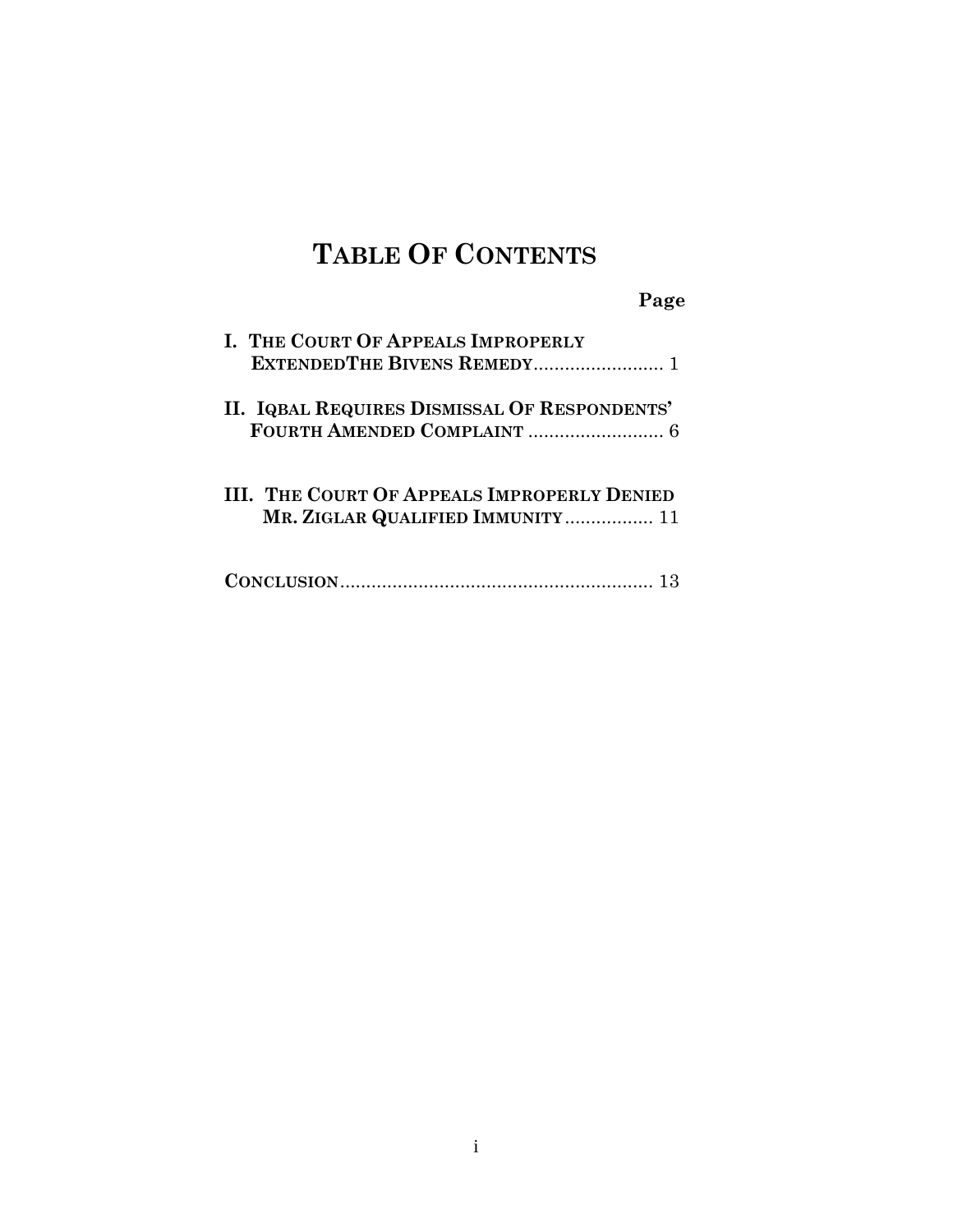# TABLE OF CONTENTS

**Page**

**I. THE COURT OF APPEALS IMPROPERLY EXTENDEDTHE BIVENS REMEDY**......................... 1

**II. IQBAL REQUIRES DISMISSAL OF RESPONDENTS' FOURTH AMENDED COMPLAINT** .......................... 6

**III. THE COURT OF APPEALS IMPROPERLY DENIED MR. ZIGLAR QUALIFIED IMMUNITY**................. 11

**CONCLUSION**............................................................ 13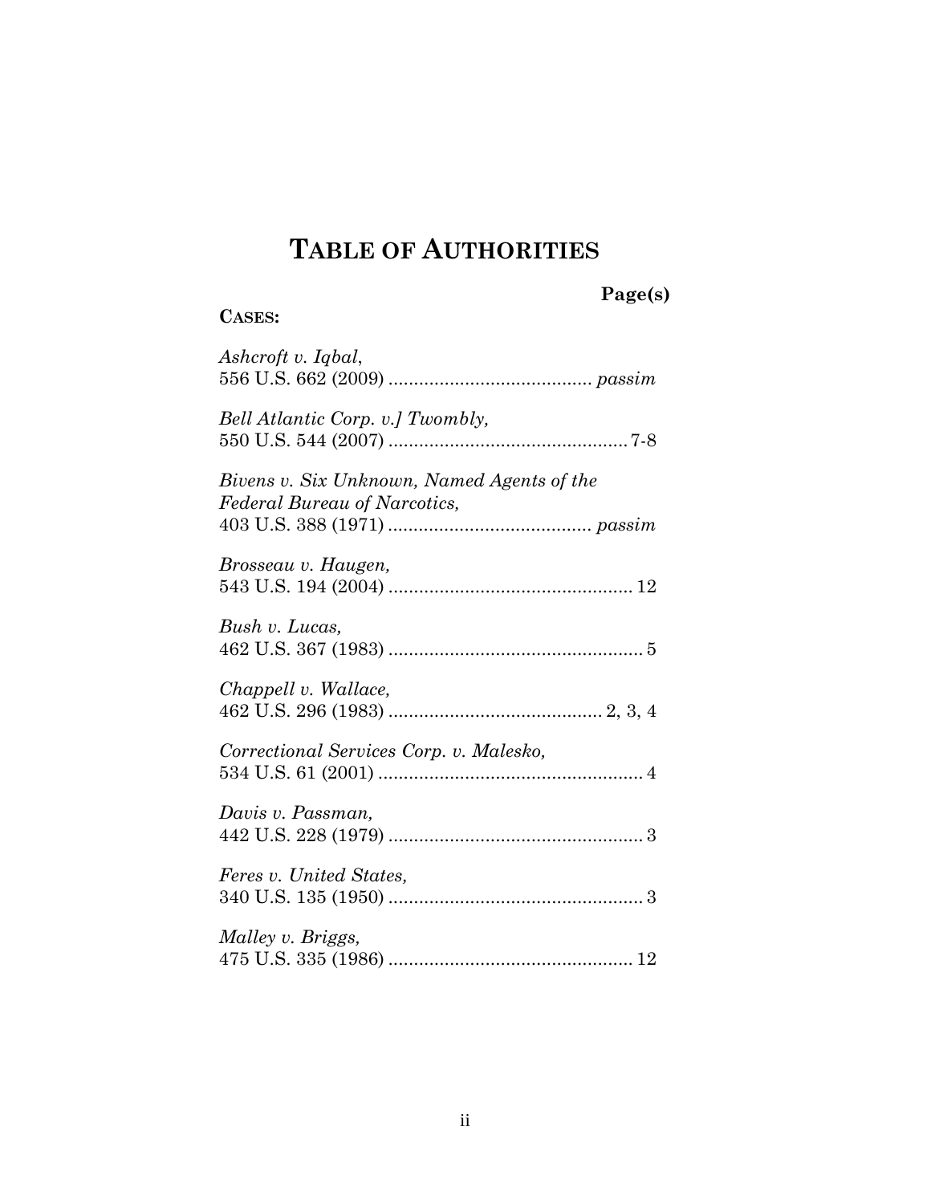# TABLE OF AUTHORITIES

**Page(s)**

**CASES:**

*Ashcroft v. Iqbal*,
556 U.S. 662 (2009) ........................................ *passim*

*Bell Atlantic Corp. v.] Twombly,*
550 U.S. 544 (2007) ............................................... 7-8

*Bivens v. Six Unknown, Named Agents of the Federal Bureau of Narcotics,*
403 U.S. 388 (1971) ........................................ *passim*

*Brosseau v. Haugen,*
543 U.S. 194 (2004) ................................................ 12

*Bush v. Lucas,*
462 U.S. 367 (1983) .................................................. 5

*Chappell v. Wallace,*
462 U.S. 296 (1983) .......................................... 2, 3, 4

*Correctional Services Corp. v. Malesko,*
534 U.S. 61 (2001) .................................................... 4

*Davis v. Passman,*
442 U.S. 228 (1979) .................................................. 3

*Feres v. United States,*
340 U.S. 135 (1950) .................................................. 3

*Malley v. Briggs,*
475 U.S. 335 (1986) ................................................ 12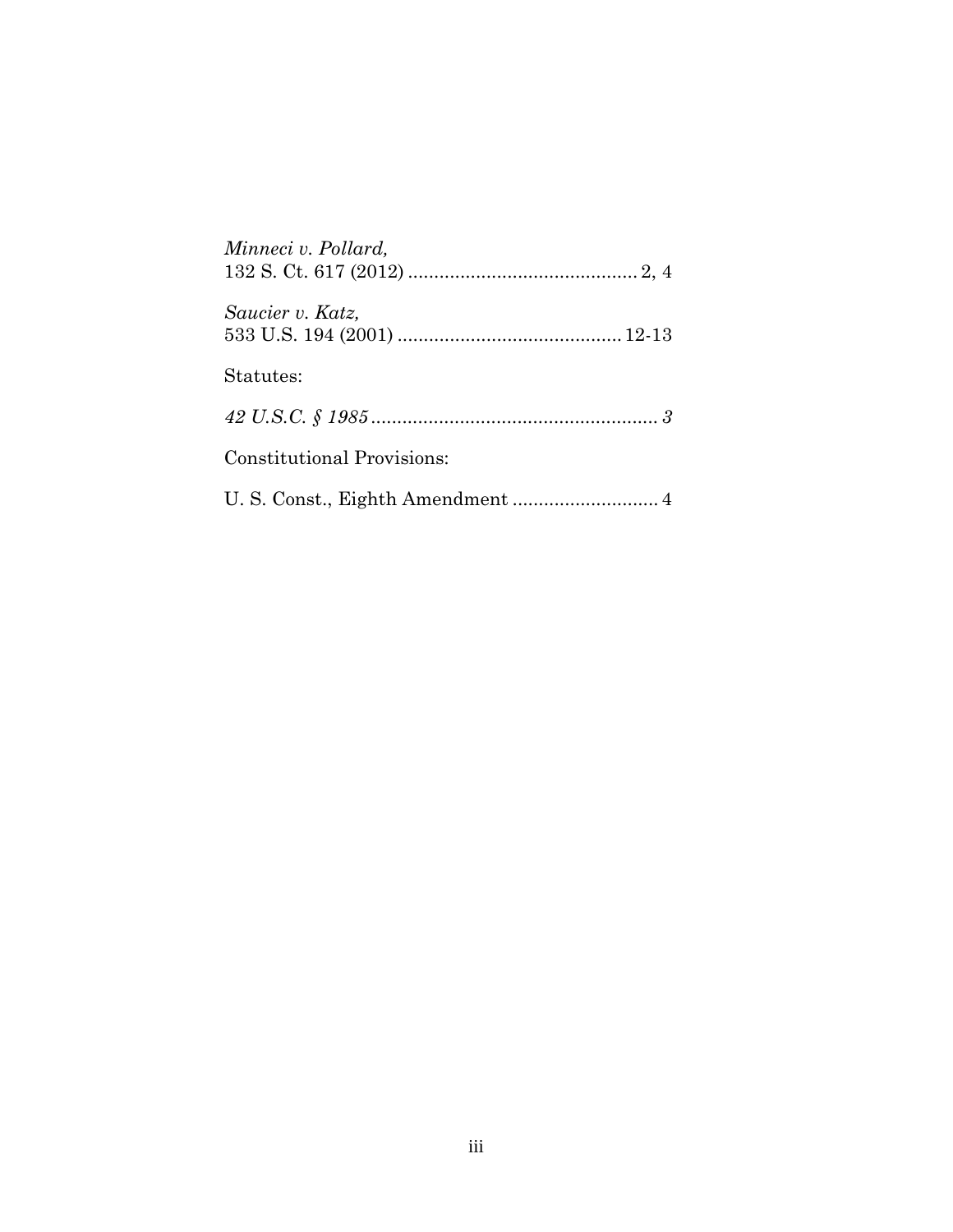*Minneci v. Pollard,*
132 S. Ct. 617 (2012) ............................................ 2, 4

*Saucier v. Katz,*
533 U.S. 194 (2001) ........................................... 12-13

Statutes:

*42 U.S.C. § 1985 ....................................................... 3*

Constitutional Provisions:

U. S. Const., Eighth Amendment ............................ 4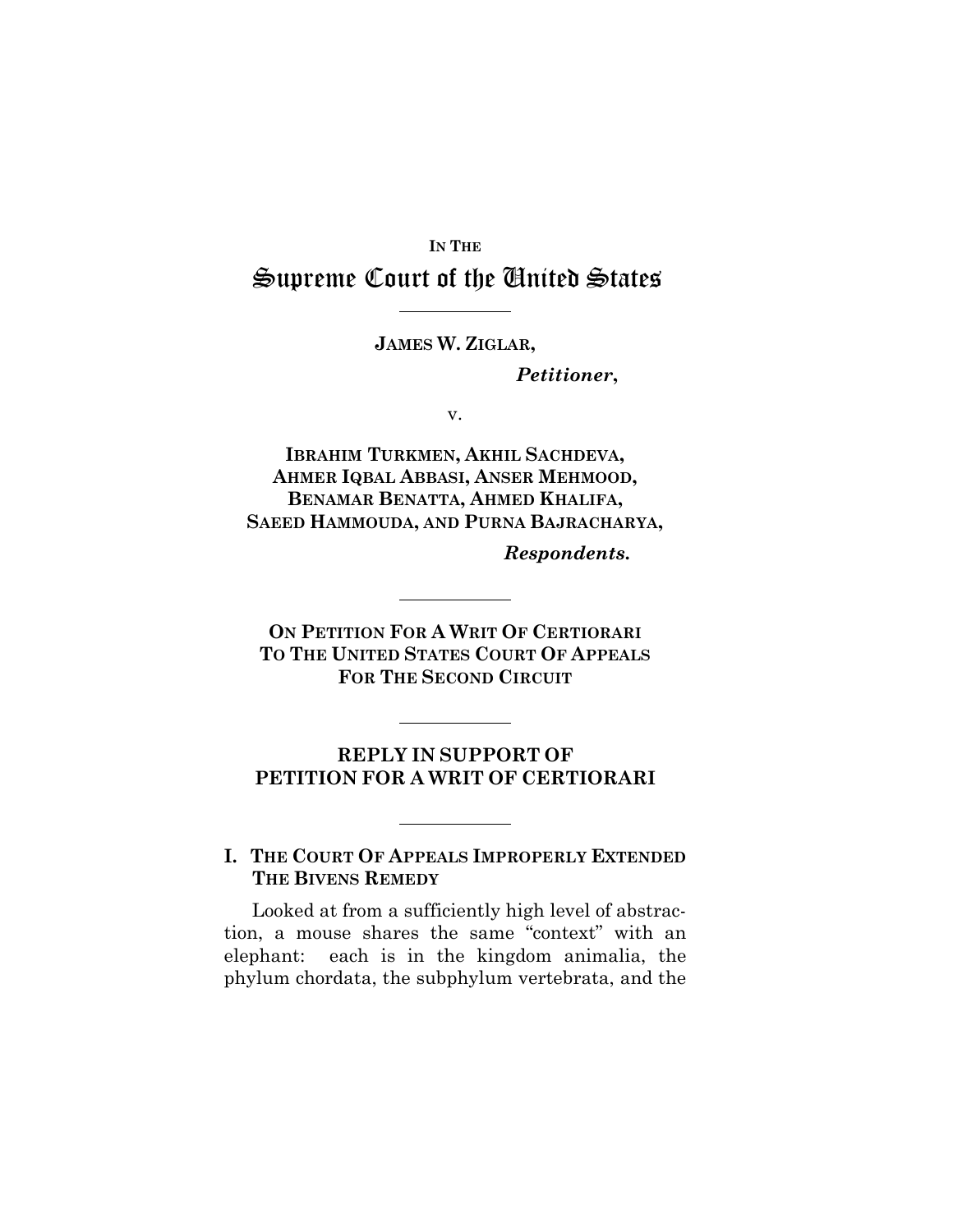IN THE

# Supreme Court of the United States

---

**JAMES W. ZIGLAR,**

*Petitioner*,

v.

**IBRAHIM TURKMEN, AKHIL SACHDEVA, AHMER IQBAL ABBASI, ANSER MEHMOOD, BENAMAR BENATTA, AHMED KHALIFA, SAEED HAMMOUDA, AND PURNA BAJRACHARYA,**

*Respondents.*

---

**ON PETITION FOR A WRIT OF CERTIORARI TO THE UNITED STATES COURT OF APPEALS FOR THE SECOND CIRCUIT**

---

## REPLY IN SUPPORT OF PETITION FOR A WRIT OF CERTIORARI

---

### I. THE COURT OF APPEALS IMPROPERLY EXTENDED THE BIVENS REMEDY

Looked at from a sufficiently high level of abstraction, a mouse shares the same "context" with an elephant: each is in the kingdom animalia, the phylum chordata, the subphylum vertebrata, and the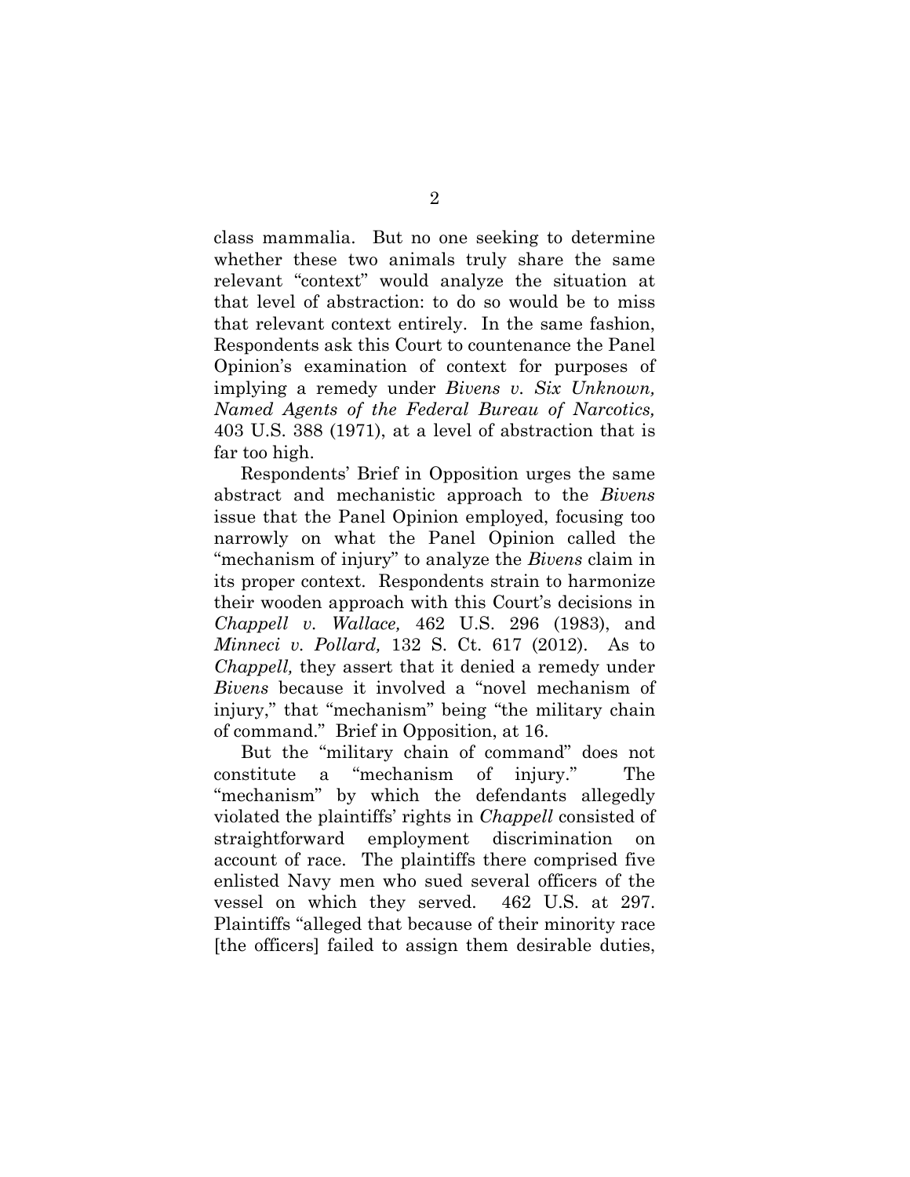class mammalia. But no one seeking to determine whether these two animals truly share the same relevant "context" would analyze the situation at that level of abstraction: to do so would be to miss that relevant context entirely. In the same fashion, Respondents ask this Court to countenance the Panel Opinion's examination of context for purposes of implying a remedy under *Bivens v. Six Unknown, Named Agents of the Federal Bureau of Narcotics,* 403 U.S. 388 (1971), at a level of abstraction that is far too high.

Respondents' Brief in Opposition urges the same abstract and mechanistic approach to the *Bivens* issue that the Panel Opinion employed, focusing too narrowly on what the Panel Opinion called the "mechanism of injury" to analyze the *Bivens* claim in its proper context. Respondents strain to harmonize their wooden approach with this Court's decisions in *Chappell v. Wallace,* 462 U.S. 296 (1983), and *Minneci v. Pollard,* 132 S. Ct. 617 (2012). As to *Chappell,* they assert that it denied a remedy under *Bivens* because it involved a "novel mechanism of injury," that "mechanism" being "the military chain of command." Brief in Opposition, at 16.

But the "military chain of command" does not constitute a "mechanism of injury." The "mechanism" by which the defendants allegedly violated the plaintiffs' rights in *Chappell* consisted of straightforward employment discrimination on account of race. The plaintiffs there comprised five enlisted Navy men who sued several officers of the vessel on which they served. 462 U.S. at 297. Plaintiffs "alleged that because of their minority race [the officers] failed to assign them desirable duties,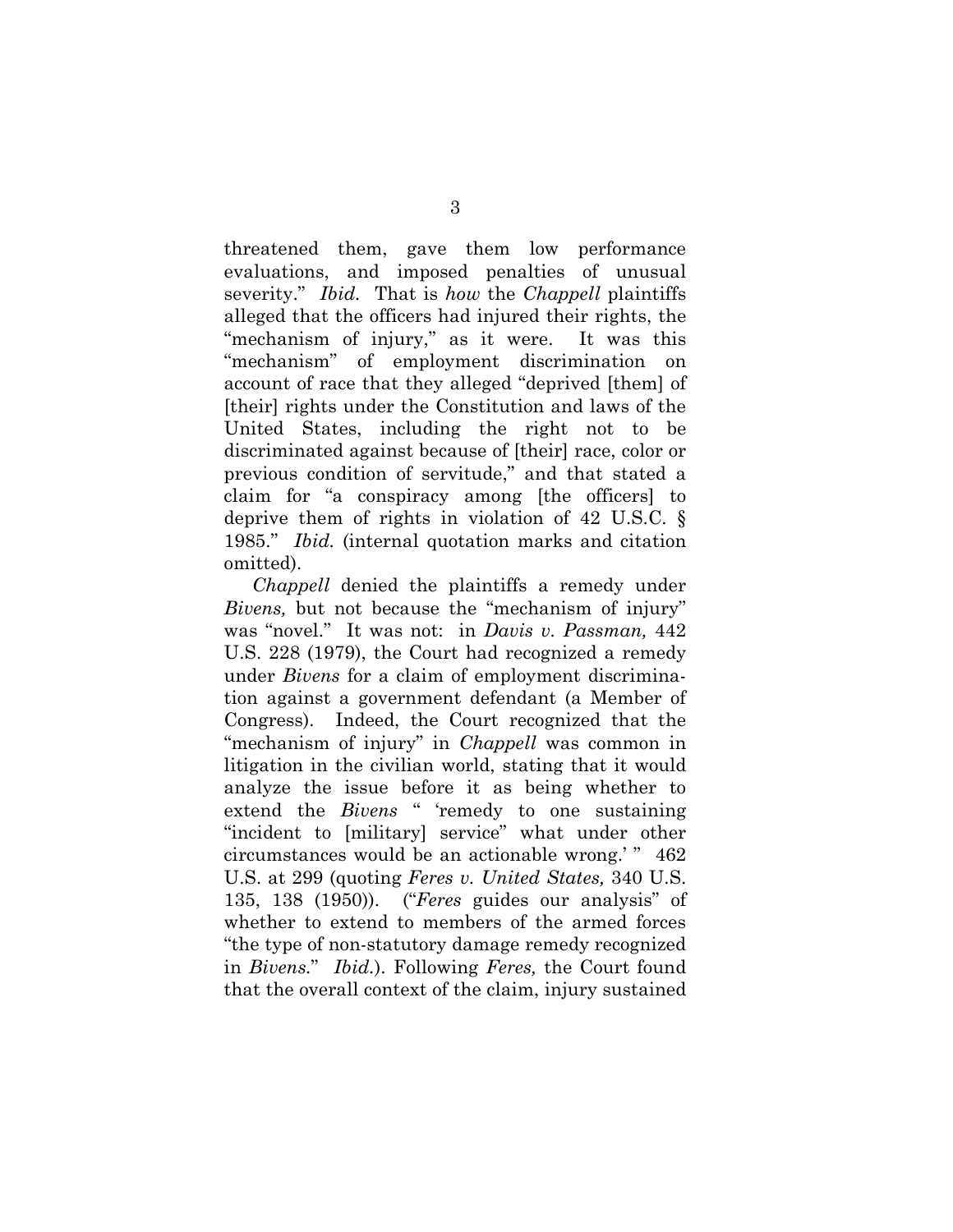threatened them, gave them low performance evaluations, and imposed penalties of unusual severity." *Ibid.* That is *how* the *Chappell* plaintiffs alleged that the officers had injured their rights, the "mechanism of injury," as it were. It was this "mechanism" of employment discrimination on account of race that they alleged "deprived [them] of [their] rights under the Constitution and laws of the United States, including the right not to be discriminated against because of [their] race, color or previous condition of servitude," and that stated a claim for "a conspiracy among [the officers] to deprive them of rights in violation of 42 U.S.C. § 1985." *Ibid.* (internal quotation marks and citation omitted).

*Chappell* denied the plaintiffs a remedy under *Bivens,* but not because the "mechanism of injury" was "novel." It was not: in *Davis v. Passman,* 442 U.S. 228 (1979), the Court had recognized a remedy under *Bivens* for a claim of employment discrimination against a government defendant (a Member of Congress). Indeed, the Court recognized that the "mechanism of injury" in *Chappell* was common in litigation in the civilian world, stating that it would analyze the issue before it as being whether to extend the *Bivens* " 'remedy to one sustaining "incident to [military] service" what under other circumstances would be an actionable wrong.' " 462 U.S. at 299 (quoting *Feres v. United States,* 340 U.S. 135, 138 (1950)). ("*Feres* guides our analysis" of whether to extend to members of the armed forces "the type of non-statutory damage remedy recognized in *Bivens.*" *Ibid.*). Following *Feres,* the Court found that the overall context of the claim, injury sustained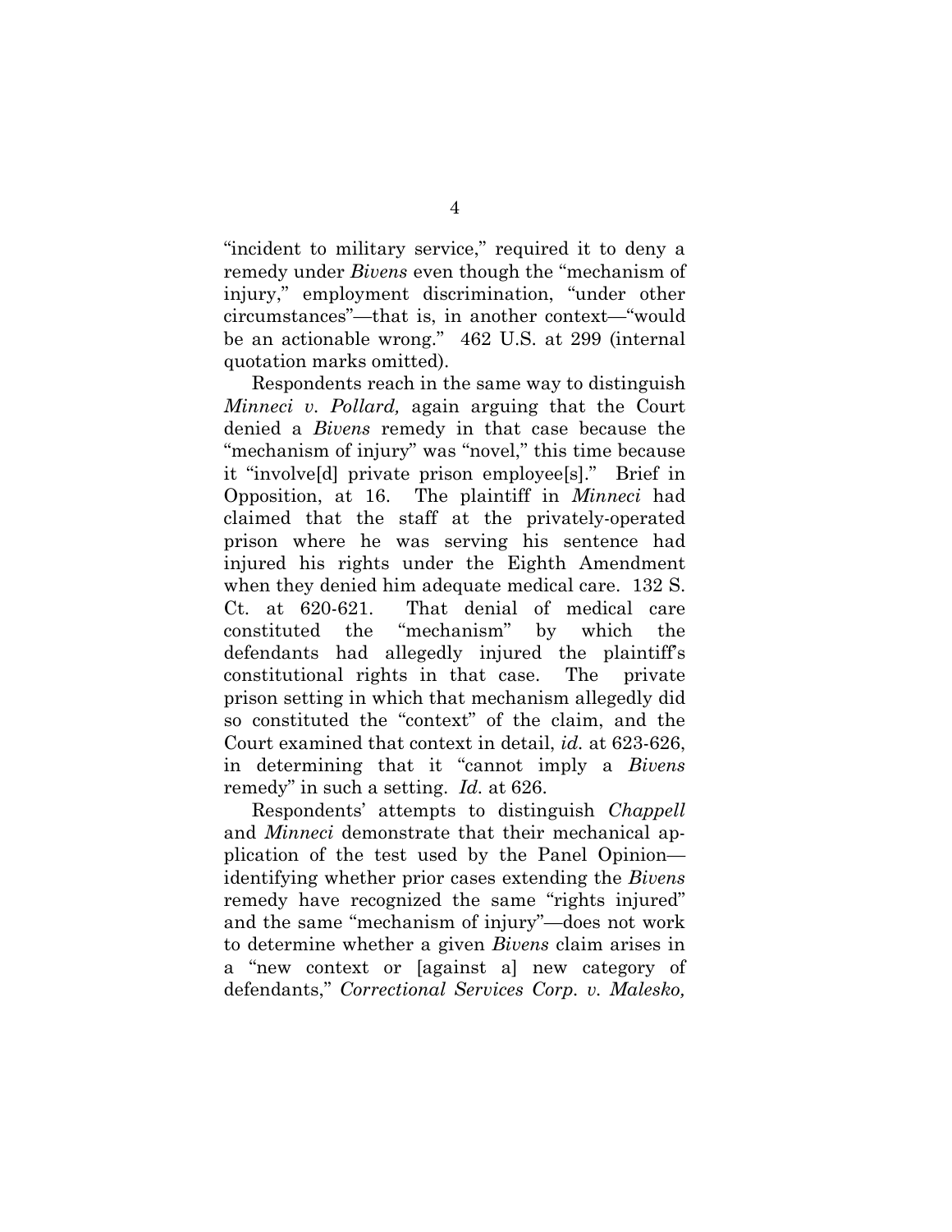"incident to military service," required it to deny a remedy under *Bivens* even though the "mechanism of injury," employment discrimination, "under other circumstances"—that is, in another context—"would be an actionable wrong." 462 U.S. at 299 (internal quotation marks omitted).

Respondents reach in the same way to distinguish *Minneci v. Pollard,* again arguing that the Court denied a *Bivens* remedy in that case because the "mechanism of injury" was "novel," this time because it "involve[d] private prison employee[s]." Brief in Opposition, at 16. The plaintiff in *Minneci* had claimed that the staff at the privately-operated prison where he was serving his sentence had injured his rights under the Eighth Amendment when they denied him adequate medical care. 132 S. Ct. at 620-621. That denial of medical care constituted the "mechanism" by which the defendants had allegedly injured the plaintiff's constitutional rights in that case. The private prison setting in which that mechanism allegedly did so constituted the "context" of the claim, and the Court examined that context in detail, *id.* at 623-626, in determining that it "cannot imply a *Bivens* remedy" in such a setting. *Id.* at 626.

Respondents' attempts to distinguish *Chappell* and *Minneci* demonstrate that their mechanical application of the test used by the Panel Opinion—identifying whether prior cases extending the *Bivens* remedy have recognized the same "rights injured" and the same "mechanism of injury"—does not work to determine whether a given *Bivens* claim arises in a "new context or [against a] new category of defendants," *Correctional Services Corp. v. Malesko,*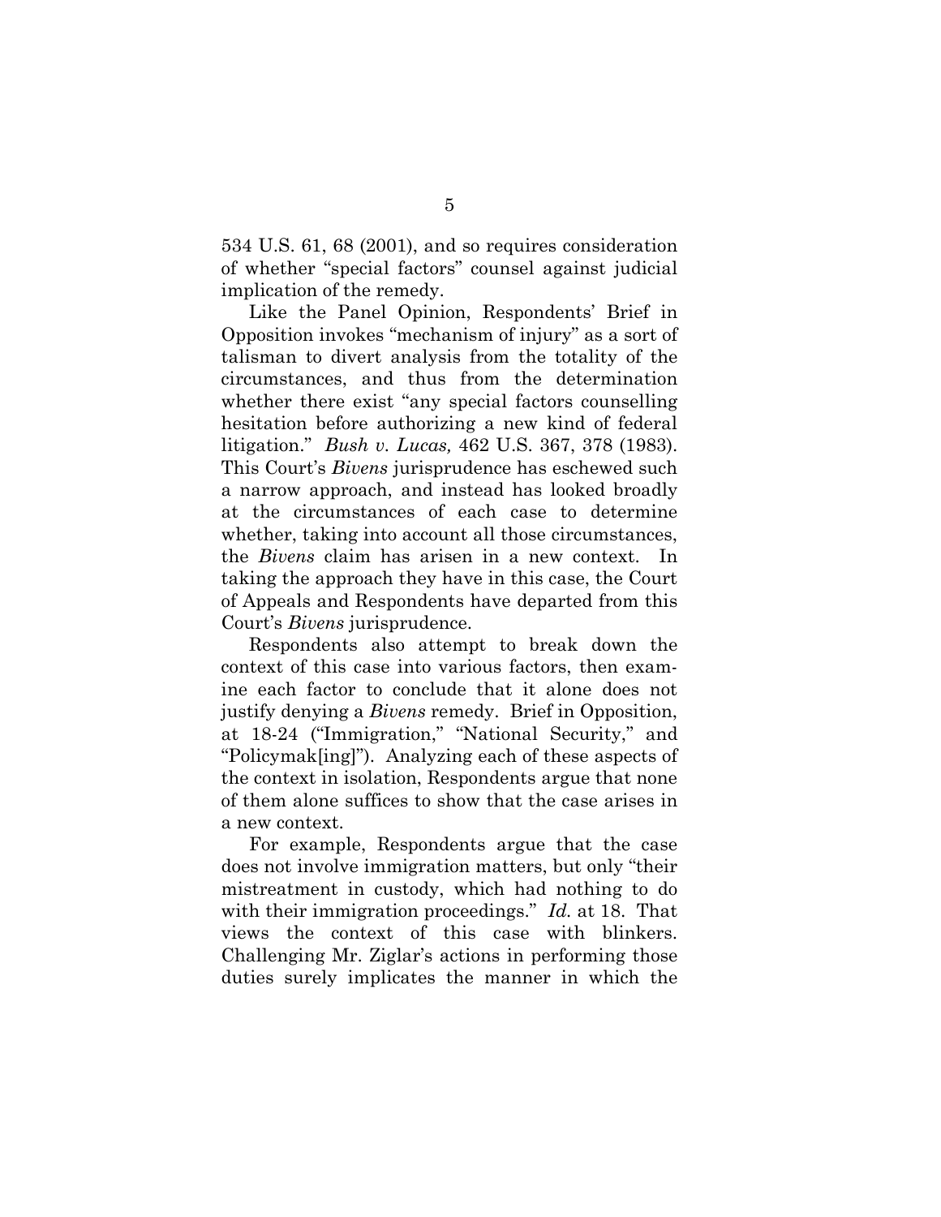534 U.S. 61, 68 (2001), and so requires consideration of whether "special factors" counsel against judicial implication of the remedy.

Like the Panel Opinion, Respondents' Brief in Opposition invokes "mechanism of injury" as a sort of talisman to divert analysis from the totality of the circumstances, and thus from the determination whether there exist "any special factors counselling hesitation before authorizing a new kind of federal litigation." *Bush v. Lucas,* 462 U.S. 367, 378 (1983). This Court's *Bivens* jurisprudence has eschewed such a narrow approach, and instead has looked broadly at the circumstances of each case to determine whether, taking into account all those circumstances, the *Bivens* claim has arisen in a new context. In taking the approach they have in this case, the Court of Appeals and Respondents have departed from this Court's *Bivens* jurisprudence.

Respondents also attempt to break down the context of this case into various factors, then examine each factor to conclude that it alone does not justify denying a *Bivens* remedy. Brief in Opposition, at 18-24 ("Immigration," "National Security," and "Policymak[ing]"). Analyzing each of these aspects of the context in isolation, Respondents argue that none of them alone suffices to show that the case arises in a new context.

For example, Respondents argue that the case does not involve immigration matters, but only "their mistreatment in custody, which had nothing to do with their immigration proceedings." *Id.* at 18. That views the context of this case with blinkers. Challenging Mr. Ziglar's actions in performing those duties surely implicates the manner in which the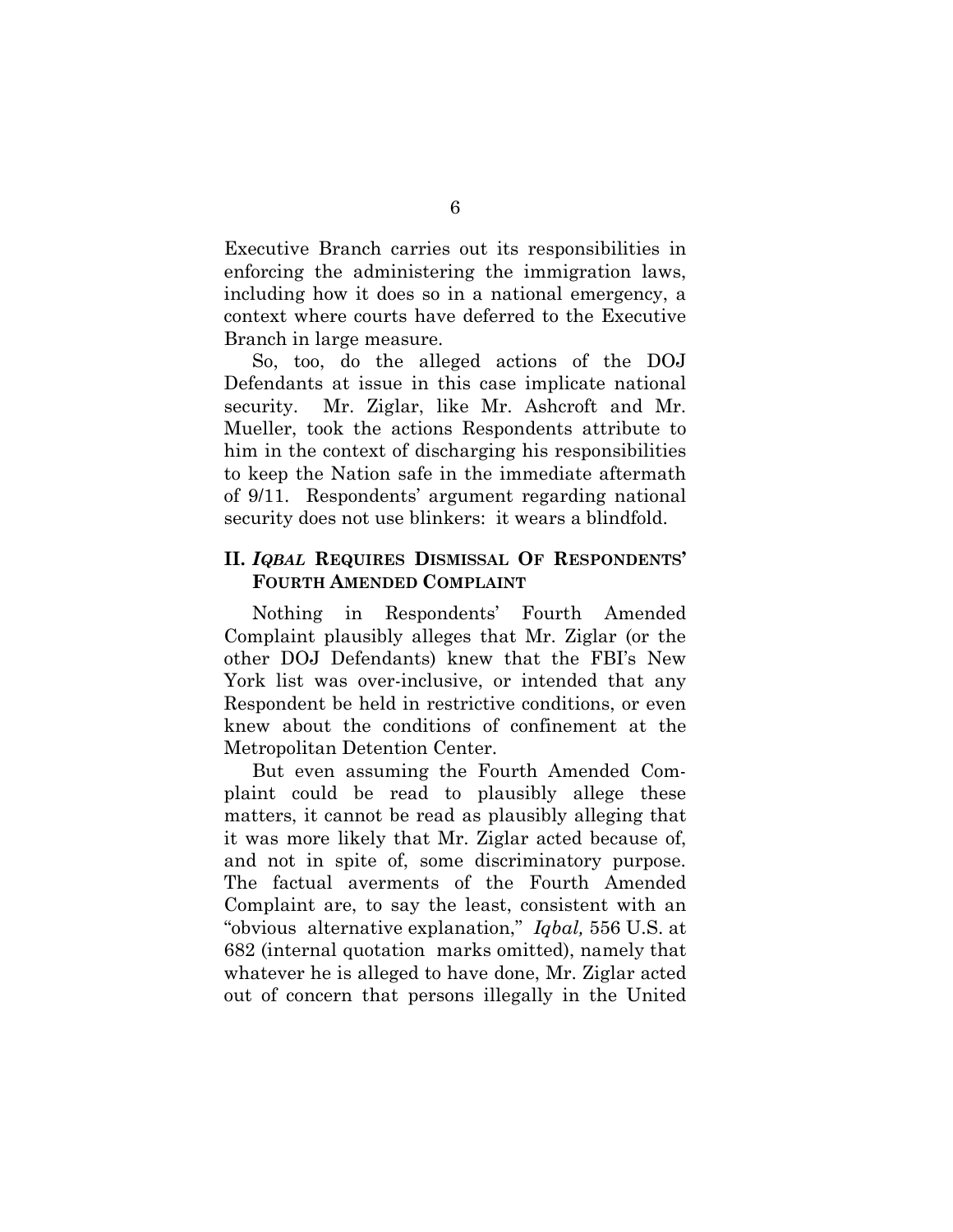Executive Branch carries out its responsibilities in enforcing the administering the immigration laws, including how it does so in a national emergency, a context where courts have deferred to the Executive Branch in large measure.

So, too, do the alleged actions of the DOJ Defendants at issue in this case implicate national security. Mr. Ziglar, like Mr. Ashcroft and Mr. Mueller, took the actions Respondents attribute to him in the context of discharging his responsibilities to keep the Nation safe in the immediate aftermath of 9/11. Respondents' argument regarding national security does not use blinkers: it wears a blindfold.

## II. *IQBAL* REQUIRES DISMISSAL OF RESPONDENTS' FOURTH AMENDED COMPLAINT

Nothing in Respondents' Fourth Amended Complaint plausibly alleges that Mr. Ziglar (or the other DOJ Defendants) knew that the FBI's New York list was over-inclusive, or intended that any Respondent be held in restrictive conditions, or even knew about the conditions of confinement at the Metropolitan Detention Center.

But even assuming the Fourth Amended Complaint could be read to plausibly allege these matters, it cannot be read as plausibly alleging that it was more likely that Mr. Ziglar acted because of, and not in spite of, some discriminatory purpose. The factual averments of the Fourth Amended Complaint are, to say the least, consistent with an "obvious alternative explanation," *Iqbal,* 556 U.S. at 682 (internal quotation marks omitted), namely that whatever he is alleged to have done, Mr. Ziglar acted out of concern that persons illegally in the United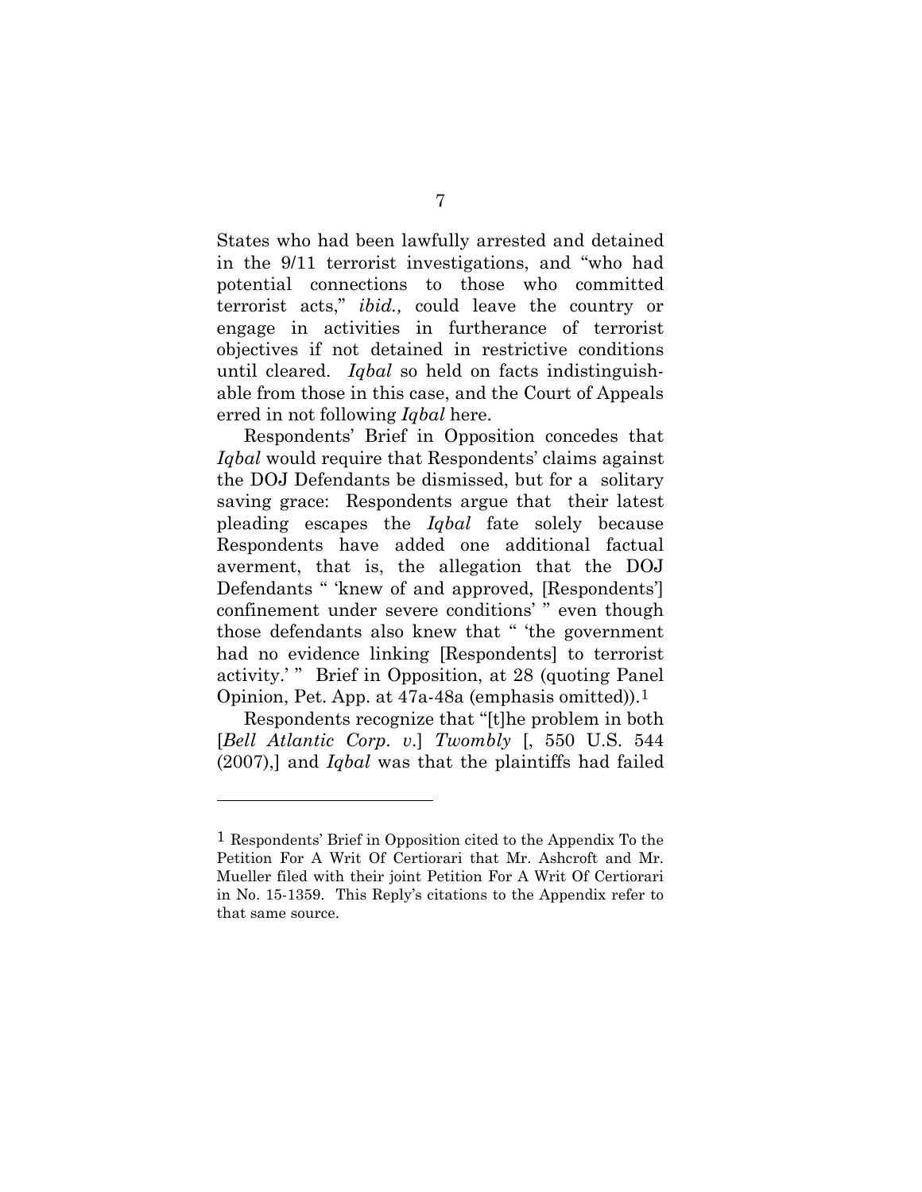States who had been lawfully arrested and detained in the 9/11 terrorist investigations, and "who had potential connections to those who committed terrorist acts," *ibid.,* could leave the country or engage in activities in furtherance of terrorist objectives if not detained in restrictive conditions until cleared. *Iqbal* so held on facts indistinguishable from those in this case, and the Court of Appeals erred in not following *Iqbal* here.

Respondents' Brief in Opposition concedes that *Iqbal* would require that Respondents' claims against the DOJ Defendants be dismissed, but for a solitary saving grace: Respondents argue that their latest pleading escapes the *Iqbal* fate solely because Respondents have added one additional factual averment, that is, the allegation that the DOJ Defendants " 'knew of and approved, [Respondents'] confinement under severe conditions' " even though those defendants also knew that " 'the government had no evidence linking [Respondents] to terrorist activity.' " Brief in Opposition, at 28 (quoting Panel Opinion, Pet. App. at 47a-48a (emphasis omitted)).[1]

Respondents recognize that "[t]he problem in both [*Bell Atlantic Corp. v.*] *Twombly* [, 550 U.S. 544 (2007),] and *Iqbal* was that the plaintiffs had failed

---

[1] Respondents' Brief in Opposition cited to the Appendix To the Petition For A Writ Of Certiorari that Mr. Ashcroft and Mr. Mueller filed with their joint Petition For A Writ Of Certiorari in No. 15-1359. This Reply's citations to the Appendix refer to that same source.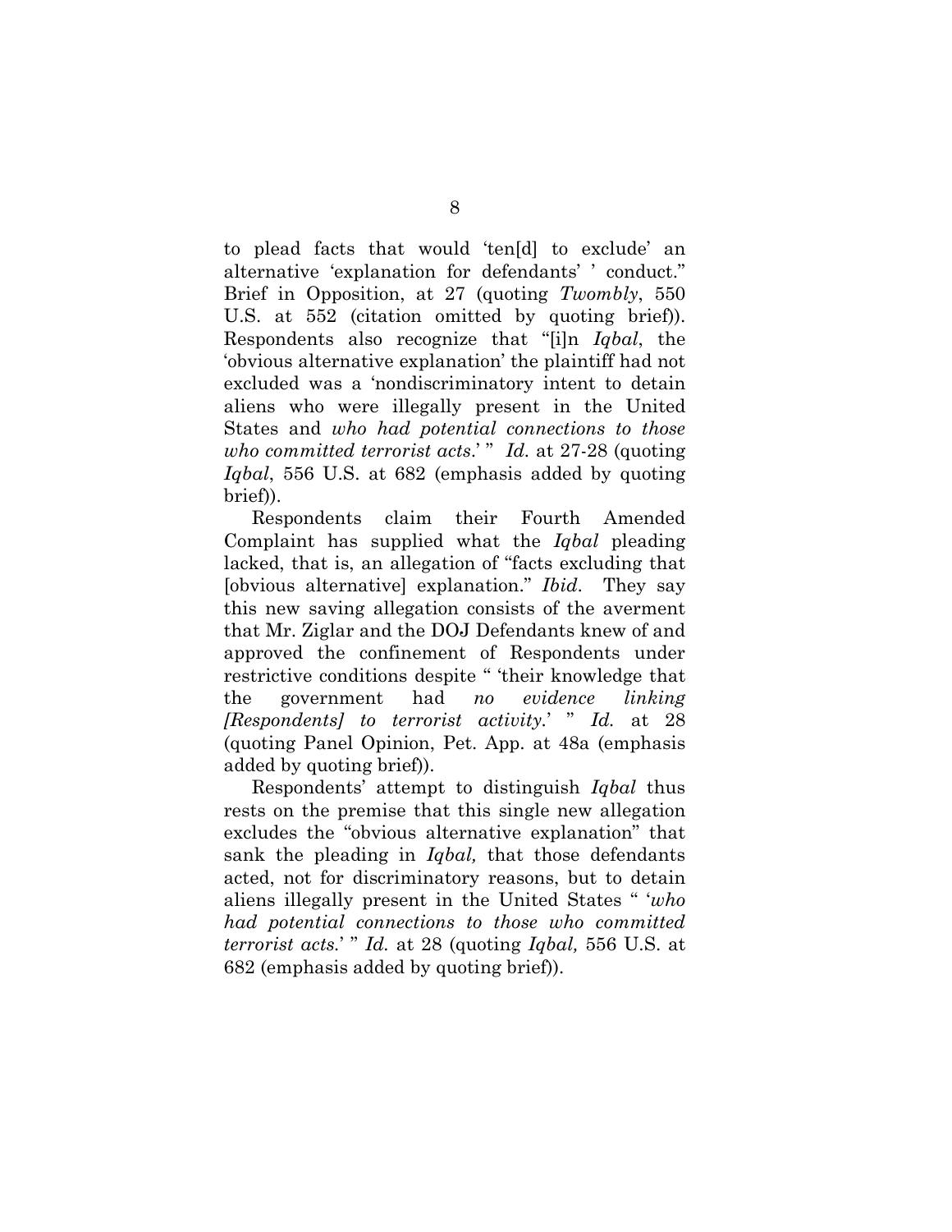to plead facts that would 'ten[d] to exclude' an alternative 'explanation for defendants' ' conduct." Brief in Opposition, at 27 (quoting *Twombly*, 550 U.S. at 552 (citation omitted by quoting brief)). Respondents also recognize that "[i]n *Iqbal*, the 'obvious alternative explanation' the plaintiff had not excluded was a 'nondiscriminatory intent to detain aliens who were illegally present in the United States and *who had potential connections to those who committed terrorist acts*.' " *Id.* at 27-28 (quoting *Iqbal*, 556 U.S. at 682 (emphasis added by quoting brief)).

Respondents claim their Fourth Amended Complaint has supplied what the *Iqbal* pleading lacked, that is, an allegation of "facts excluding that [obvious alternative] explanation." *Ibid.* They say this new saving allegation consists of the averment that Mr. Ziglar and the DOJ Defendants knew of and approved the confinement of Respondents under restrictive conditions despite " 'their knowledge that the government had *no evidence linking [Respondents] to terrorist activity*.' " *Id.* at 28 (quoting Panel Opinion, Pet. App. at 48a (emphasis added by quoting brief)).

Respondents' attempt to distinguish *Iqbal* thus rests on the premise that this single new allegation excludes the "obvious alternative explanation" that sank the pleading in *Iqbal,* that those defendants acted, not for discriminatory reasons, but to detain aliens illegally present in the United States " '*who had potential connections to those who committed terrorist acts*.' " *Id.* at 28 (quoting *Iqbal,* 556 U.S. at 682 (emphasis added by quoting brief)).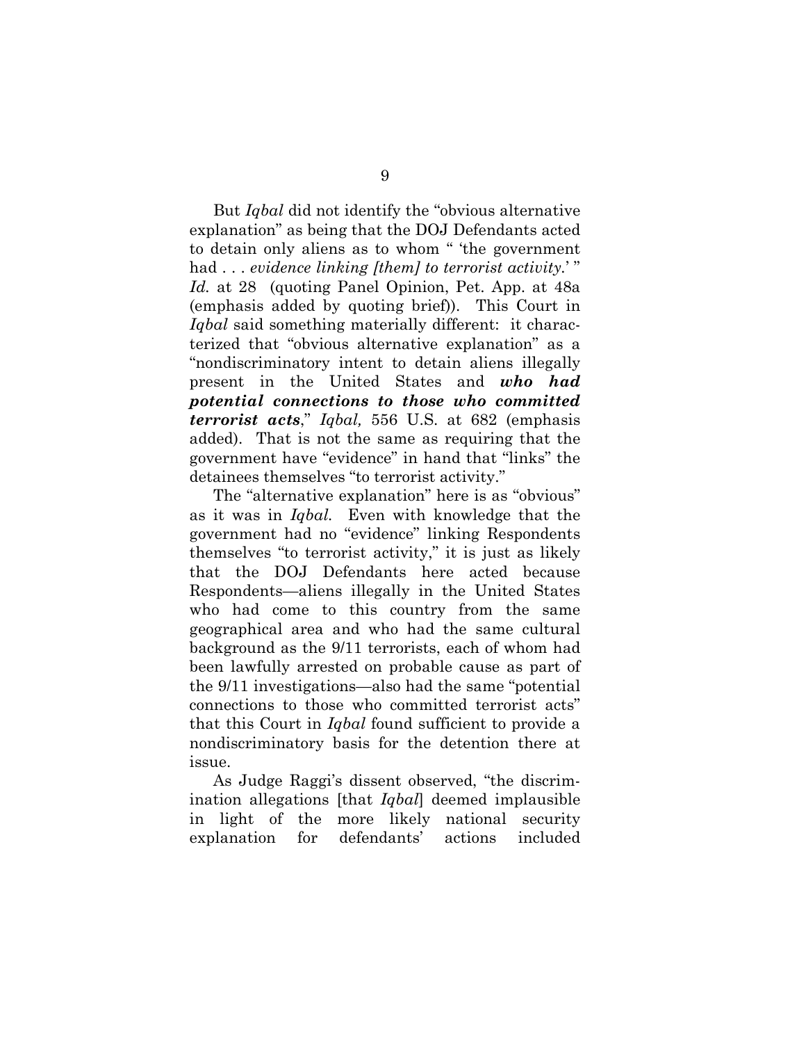But *Iqbal* did not identify the "obvious alternative explanation" as being that the DOJ Defendants acted to detain only aliens as to whom " 'the government had . . . *evidence linking [them] to terrorist activity.*' " *Id.* at 28 (quoting Panel Opinion, Pet. App. at 48a (emphasis added by quoting brief)). This Court in *Iqbal* said something materially different: it characterized that "obvious alternative explanation" as a "nondiscriminatory intent to detain aliens illegally present in the United States and ***who had potential connections to those who committed terrorist acts***," *Iqbal,* 556 U.S. at 682 (emphasis added). That is not the same as requiring that the government have "evidence" in hand that "links" the detainees themselves "to terrorist activity."

The "alternative explanation" here is as "obvious" as it was in *Iqbal.* Even with knowledge that the government had no "evidence" linking Respondents themselves "to terrorist activity," it is just as likely that the DOJ Defendants here acted because Respondents—aliens illegally in the United States who had come to this country from the same geographical area and who had the same cultural background as the 9/11 terrorists, each of whom had been lawfully arrested on probable cause as part of the 9/11 investigations—also had the same "potential connections to those who committed terrorist acts" that this Court in *Iqbal* found sufficient to provide a nondiscriminatory basis for the detention there at issue.

As Judge Raggi's dissent observed, "the discrimination allegations [that *Iqbal*] deemed implausible in light of the more likely national security explanation for defendants' actions included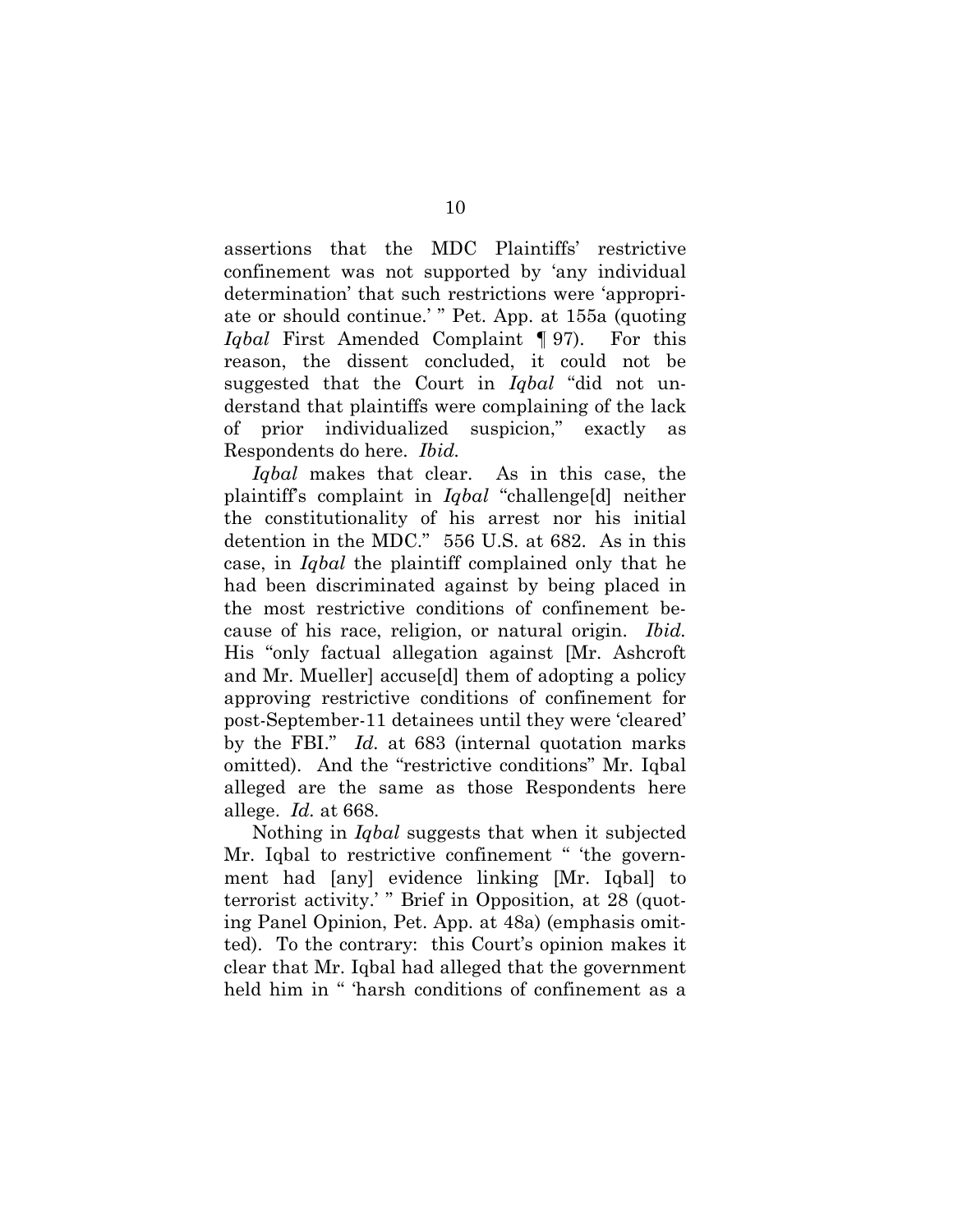assertions that the MDC Plaintiffs' restrictive confinement was not supported by 'any individual determination' that such restrictions were 'appropriate or should continue.' " Pet. App. at 155a (quoting *Iqbal* First Amended Complaint ¶ 97). For this reason, the dissent concluded, it could not be suggested that the Court in *Iqbal* "did not understand that plaintiffs were complaining of the lack of prior individualized suspicion," exactly as Respondents do here. *Ibid.*

*Iqbal* makes that clear. As in this case, the plaintiff's complaint in *Iqbal* "challenge[d] neither the constitutionality of his arrest nor his initial detention in the MDC." 556 U.S. at 682. As in this case, in *Iqbal* the plaintiff complained only that he had been discriminated against by being placed in the most restrictive conditions of confinement because of his race, religion, or natural origin. *Ibid.* His "only factual allegation against [Mr. Ashcroft and Mr. Mueller] accuse[d] them of adopting a policy approving restrictive conditions of confinement for post-September-11 detainees until they were 'cleared' by the FBI." *Id.* at 683 (internal quotation marks omitted). And the "restrictive conditions" Mr. Iqbal alleged are the same as those Respondents here allege. *Id.* at 668.

Nothing in *Iqbal* suggests that when it subjected Mr. Iqbal to restrictive confinement " 'the government had [any] evidence linking [Mr. Iqbal] to terrorist activity.' " Brief in Opposition, at 28 (quoting Panel Opinion, Pet. App. at 48a) (emphasis omitted). To the contrary: this Court's opinion makes it clear that Mr. Iqbal had alleged that the government held him in " 'harsh conditions of confinement as a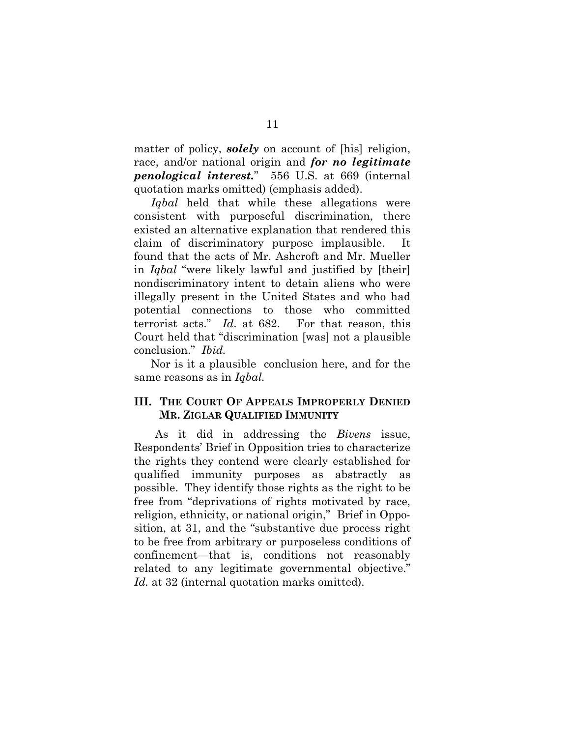matter of policy, ***solely*** on account of [his] religion, race, and/or national origin and ***for no legitimate penological interest.***" 556 U.S. at 669 (internal quotation marks omitted) (emphasis added).

*Iqbal* held that while these allegations were consistent with purposeful discrimination, there existed an alternative explanation that rendered this claim of discriminatory purpose implausible. It found that the acts of Mr. Ashcroft and Mr. Mueller in *Iqbal* "were likely lawful and justified by [their] nondiscriminatory intent to detain aliens who were illegally present in the United States and who had potential connections to those who committed terrorist acts." *Id*. at 682. For that reason, this Court held that "discrimination [was] not a plausible conclusion." *Ibid.*

Nor is it a plausible conclusion here, and for the same reasons as in *Iqbal.*

## III. THE COURT OF APPEALS IMPROPERLY DENIED MR. ZIGLAR QUALIFIED IMMUNITY

As it did in addressing the *Bivens* issue, Respondents' Brief in Opposition tries to characterize the rights they contend were clearly established for qualified immunity purposes as abstractly as possible. They identify those rights as the right to be free from "deprivations of rights motivated by race, religion, ethnicity, or national origin," Brief in Opposition, at 31, and the "substantive due process right to be free from arbitrary or purposeless conditions of confinement—that is, conditions not reasonably related to any legitimate governmental objective." *Id.* at 32 (internal quotation marks omitted).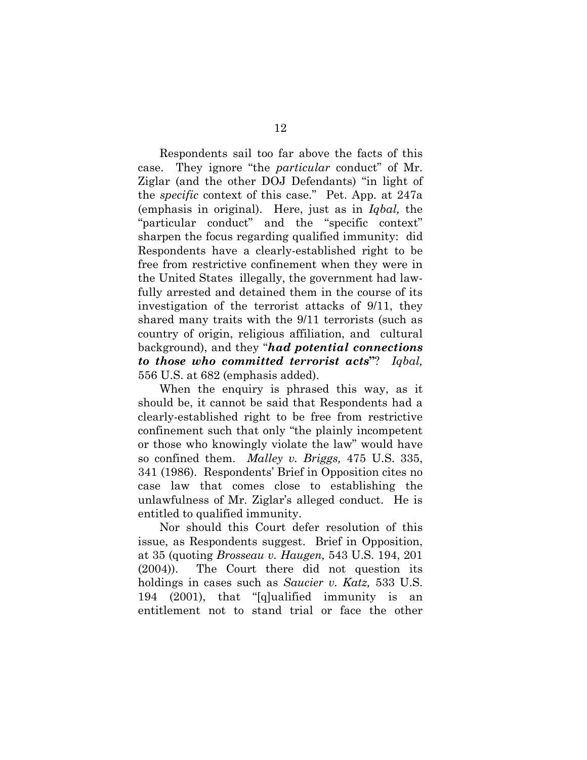Respondents sail too far above the facts of this case. They ignore "the *particular* conduct" of Mr. Ziglar (and the other DOJ Defendants) "in light of the *specific* context of this case." Pet. App. at 247a (emphasis in original). Here, just as in *Iqbal,* the "particular conduct" and the "specific context" sharpen the focus regarding qualified immunity: did Respondents have a clearly-established right to be free from restrictive confinement when they were in the United States illegally, the government had lawfully arrested and detained them in the course of its investigation of the terrorist attacks of 9/11, they shared many traits with the 9/11 terrorists (such as country of origin, religious affiliation, and cultural background), and they "***had potential connections to those who committed terrorist acts***"? *Iqbal,* 556 U.S. at 682 (emphasis added).

When the enquiry is phrased this way, as it should be, it cannot be said that Respondents had a clearly-established right to be free from restrictive confinement such that only "the plainly incompetent or those who knowingly violate the law" would have so confined them. *Malley v. Briggs,* 475 U.S. 335, 341 (1986). Respondents' Brief in Opposition cites no case law that comes close to establishing the unlawfulness of Mr. Ziglar's alleged conduct. He is entitled to qualified immunity.

Nor should this Court defer resolution of this issue, as Respondents suggest. Brief in Opposition, at 35 (quoting *Brosseau v. Haugen,* 543 U.S. 194, 201 (2004)). The Court there did not question its holdings in cases such as *Saucier v. Katz,* 533 U.S. 194 (2001), that "[q]ualified immunity is an entitlement not to stand trial or face the other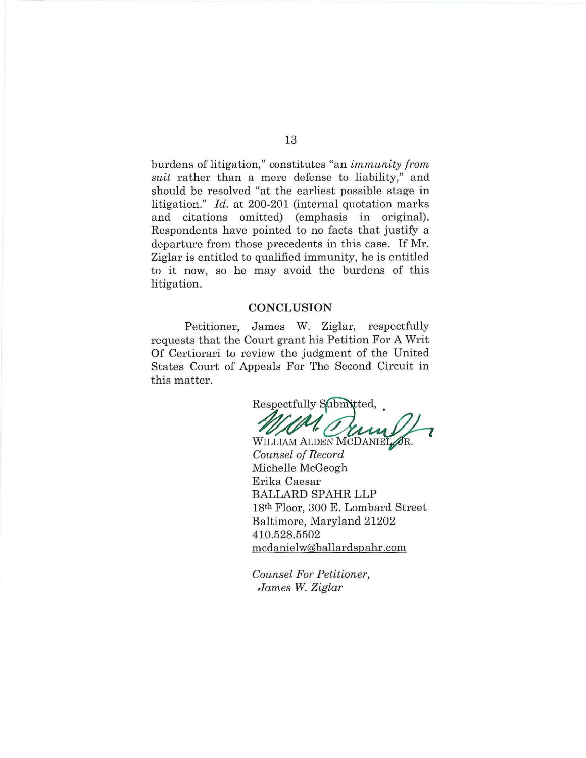burdens of litigation," constitutes "an *immunity from suit* rather than a mere defense to liability," and should be resolved "at the earliest possible stage in litigation." *Id.* at 200-201 (internal quotation marks and citations omitted) (emphasis in original). Respondents have pointed to no facts that justify a departure from those precedents in this case. If Mr. Ziglar is entitled to qualified immunity, he is entitled to it now, so he may avoid the burdens of this litigation.

## CONCLUSION

Petitioner, James W. Ziglar, respectfully requests that the Court grant his Petition For A Writ Of Certiorari to review the judgment of the United States Court of Appeals For The Second Circuit in this matter.

Respectfully Submitted,

WILLIAM ALDEN MCDANIEL, JR.
*Counsel of Record*
Michelle McGeogh
Erika Caesar
BALLARD SPAHR LLP
18th Floor, 300 E. Lombard Street
Baltimore, Maryland 21202
410.528.5502
mcdanielw@ballardspahr.com

*Counsel For Petitioner,*
*James W. Ziglar*